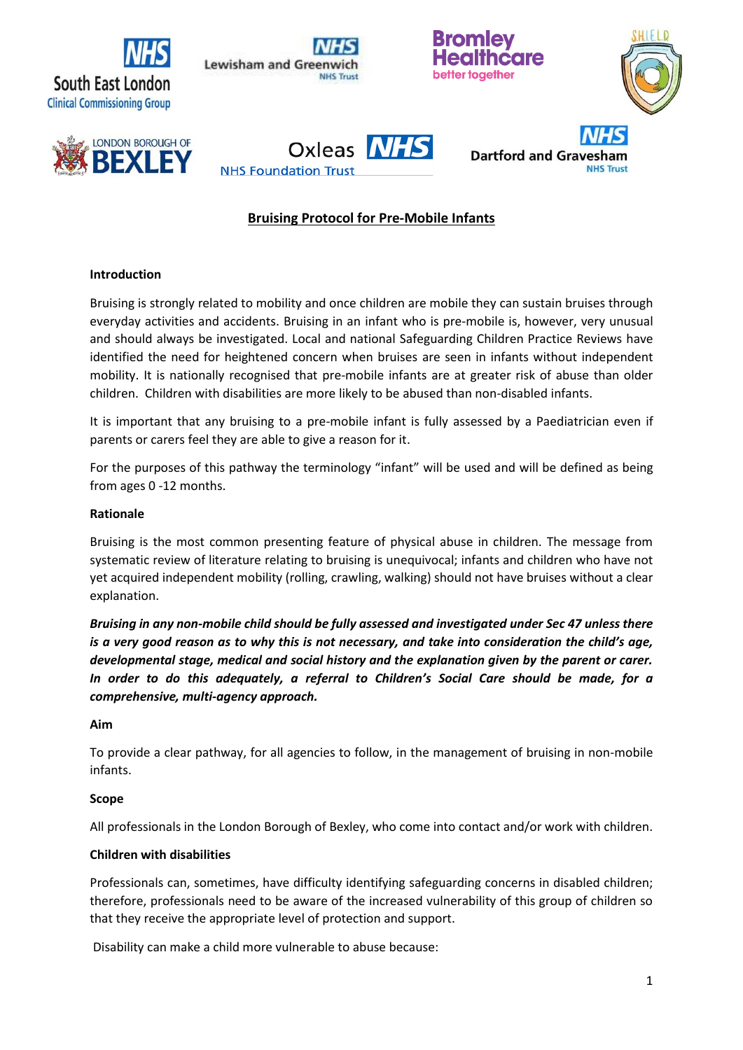# Bruising Protocol for Pre-Mobile Infants

**Introduction**

Bruising is strongly related to mobility and once children are mobile they can sustain bruises through everyday activities and accidents. Bruising in an infant who is pre-mobile is, however, very unusual and should always be investigated. Local and national Safeguarding Children Practice Reviews have identified the need for heightened concern when bruises are seen in infants without independent mobility. It is nationally recognised that pre-mobile infants are at greater risk of abuse than older children. Children with disabilities are more likely to be abused than non-disabled infants.

It is important that any bruising to a pre-mobile infant is fully assessed by a Paediatrician even if parents or carers feel they are able to give a reason for it.

For the purposes of this pathway the terminology "infant" will be used and will be defined as being from ages 0 -12 months.

**Rationale**

Bruising is the most common presenting feature of physical abuse in children. The message from systematic review of literature relating to bruising is unequivocal; infants and children who have not yet acquired independent mobility (rolling, crawling, walking) should not have bruises without a clear explanation.

***Bruising in any non-mobile child should be fully assessed and investigated under Sec 47 unless there is a very good reason as to why this is not necessary, and take into consideration the child's age, developmental stage, medical and social history and the explanation given by the parent or carer. In order to do this adequately, a referral to Children's Social Care should be made, for a comprehensive, multi-agency approach.***

**Aim**

To provide a clear pathway, for all agencies to follow, in the management of bruising in non-mobile infants.

**Scope**

All professionals in the London Borough of Bexley, who come into contact and/or work with children.

**Children with disabilities**

Professionals can, sometimes, have difficulty identifying safeguarding concerns in disabled children; therefore, professionals need to be aware of the increased vulnerability of this group of children so that they receive the appropriate level of protection and support.

Disability can make a child more vulnerable to abuse because: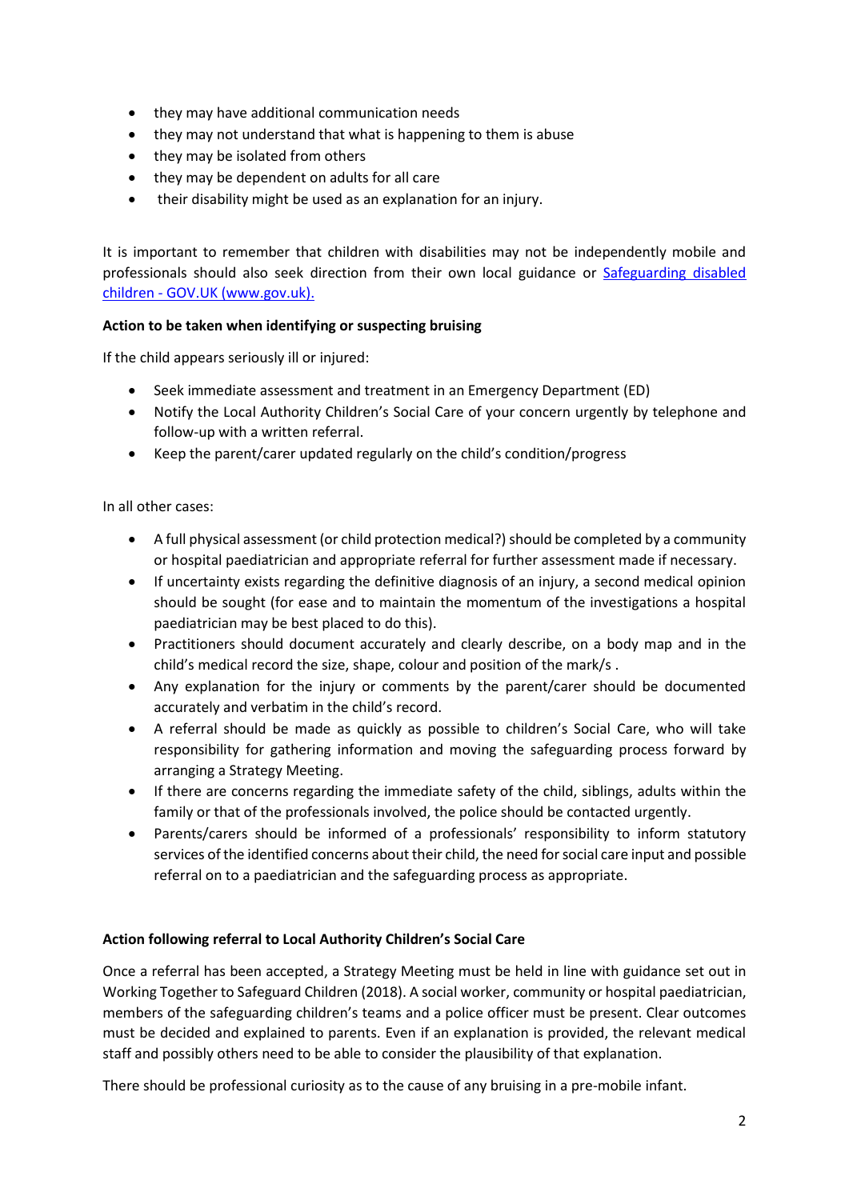- they may have additional communication needs
- they may not understand that what is happening to them is abuse
- they may be isolated from others
- they may be dependent on adults for all care
- their disability might be used as an explanation for an injury.

It is important to remember that children with disabilities may not be independently mobile and professionals should also seek direction from their own local guidance or [Safeguarding disabled children - GOV.UK (www.gov.uk).](https://www.gov.uk)

**Action to be taken when identifying or suspecting bruising**

If the child appears seriously ill or injured:

- Seek immediate assessment and treatment in an Emergency Department (ED)
- Notify the Local Authority Children's Social Care of your concern urgently by telephone and follow-up with a written referral.
- Keep the parent/carer updated regularly on the child's condition/progress

In all other cases:

- A full physical assessment (or child protection medical?) should be completed by a community or hospital paediatrician and appropriate referral for further assessment made if necessary.
- If uncertainty exists regarding the definitive diagnosis of an injury, a second medical opinion should be sought (for ease and to maintain the momentum of the investigations a hospital paediatrician may be best placed to do this).
- Practitioners should document accurately and clearly describe, on a body map and in the child's medical record the size, shape, colour and position of the mark/s .
- Any explanation for the injury or comments by the parent/carer should be documented accurately and verbatim in the child's record.
- A referral should be made as quickly as possible to children's Social Care, who will take responsibility for gathering information and moving the safeguarding process forward by arranging a Strategy Meeting.
- If there are concerns regarding the immediate safety of the child, siblings, adults within the family or that of the professionals involved, the police should be contacted urgently.
- Parents/carers should be informed of a professionals' responsibility to inform statutory services of the identified concerns about their child, the need for social care input and possible referral on to a paediatrician and the safeguarding process as appropriate.

**Action following referral to Local Authority Children's Social Care**

Once a referral has been accepted, a Strategy Meeting must be held in line with guidance set out in Working Together to Safeguard Children (2018). A social worker, community or hospital paediatrician, members of the safeguarding children's teams and a police officer must be present. Clear outcomes must be decided and explained to parents. Even if an explanation is provided, the relevant medical staff and possibly others need to be able to consider the plausibility of that explanation.

There should be professional curiosity as to the cause of any bruising in a pre-mobile infant.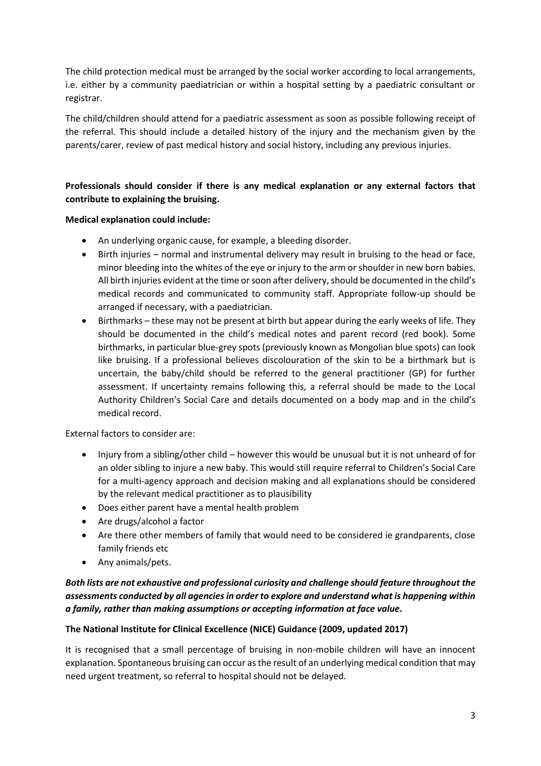The child protection medical must be arranged by the social worker according to local arrangements, i.e. either by a community paediatrician or within a hospital setting by a paediatric consultant or registrar.

The child/children should attend for a paediatric assessment as soon as possible following receipt of the referral. This should include a detailed history of the injury and the mechanism given by the parents/carer, review of past medical history and social history, including any previous injuries.

**Professionals should consider if there is any medical explanation or any external factors that contribute to explaining the bruising.**

**Medical explanation could include:**

- An underlying organic cause, for example, a bleeding disorder.
- Birth injuries – normal and instrumental delivery may result in bruising to the head or face, minor bleeding into the whites of the eye or injury to the arm or shoulder in new born babies. All birth injuries evident at the time or soon after delivery, should be documented in the child's medical records and communicated to community staff. Appropriate follow-up should be arranged if necessary, with a paediatrician.
- Birthmarks – these may not be present at birth but appear during the early weeks of life. They should be documented in the child's medical notes and parent record (red book). Some birthmarks, in particular blue-grey spots (previously known as Mongolian blue spots) can look like bruising. If a professional believes discolouration of the skin to be a birthmark but is uncertain, the baby/child should be referred to the general practitioner (GP) for further assessment. If uncertainty remains following this, a referral should be made to the Local Authority Children's Social Care and details documented on a body map and in the child's medical record.

External factors to consider are:

- Injury from a sibling/other child – however this would be unusual but it is not unheard of for an older sibling to injure a new baby. This would still require referral to Children's Social Care for a multi-agency approach and decision making and all explanations should be considered by the relevant medical practitioner as to plausibility
- Does either parent have a mental health problem
- Are drugs/alcohol a factor
- Are there other members of family that would need to be considered ie grandparents, close family friends etc
- Any animals/pets.

***Both lists are not exhaustive and professional curiosity and challenge should feature throughout the assessments conducted by all agencies in order to explore and understand what is happening within a family, rather than making assumptions or accepting information at face value.***

**The National Institute for Clinical Excellence (NICE) Guidance (2009, updated 2017)**

It is recognised that a small percentage of bruising in non-mobile children will have an innocent explanation. Spontaneous bruising can occur as the result of an underlying medical condition that may need urgent treatment, so referral to hospital should not be delayed.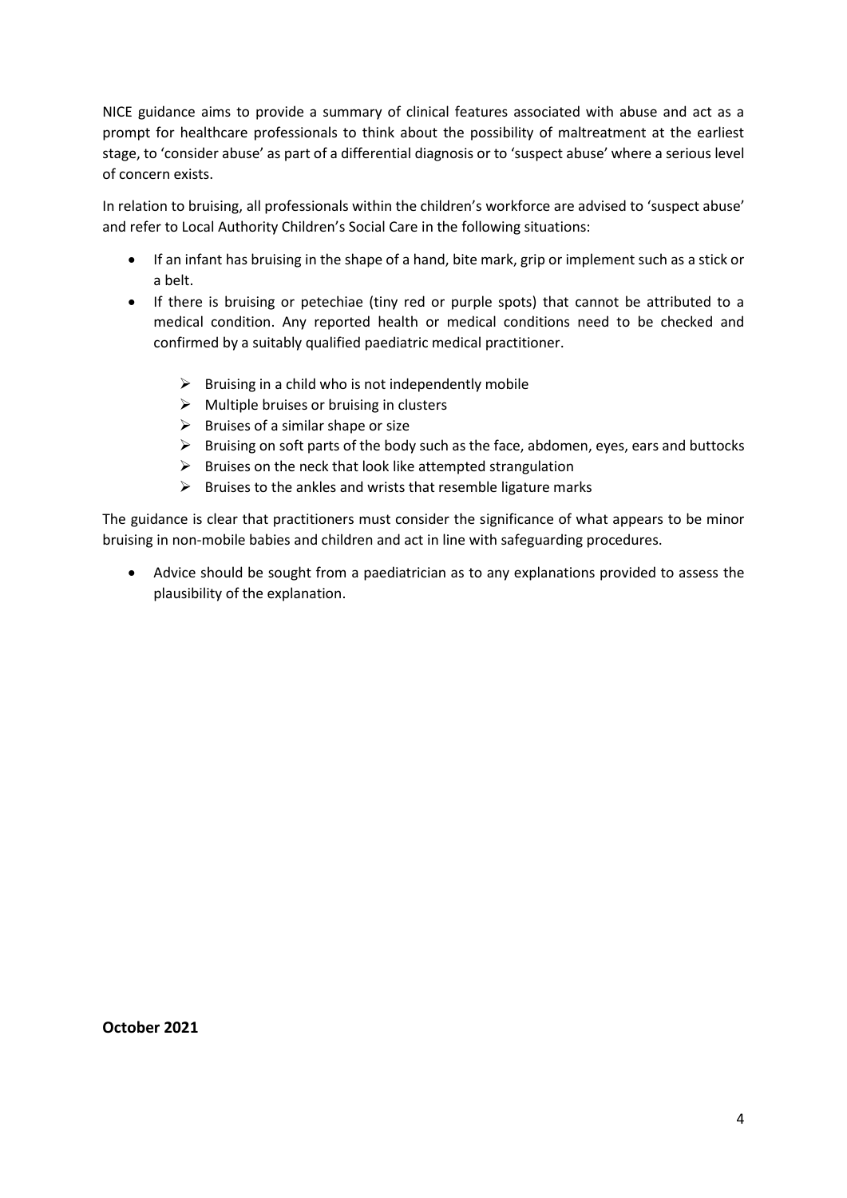NICE guidance aims to provide a summary of clinical features associated with abuse and act as a prompt for healthcare professionals to think about the possibility of maltreatment at the earliest stage, to 'consider abuse' as part of a differential diagnosis or to 'suspect abuse' where a serious level of concern exists.

In relation to bruising, all professionals within the children's workforce are advised to 'suspect abuse' and refer to Local Authority Children's Social Care in the following situations:

- If an infant has bruising in the shape of a hand, bite mark, grip or implement such as a stick or a belt.
- If there is bruising or petechiae (tiny red or purple spots) that cannot be attributed to a medical condition. Any reported health or medical conditions need to be checked and confirmed by a suitably qualified paediatric medical practitioner.
    - Bruising in a child who is not independently mobile
    - Multiple bruises or bruising in clusters
    - Bruises of a similar shape or size
    - Bruising on soft parts of the body such as the face, abdomen, eyes, ears and buttocks
    - Bruises on the neck that look like attempted strangulation
    - Bruises to the ankles and wrists that resemble ligature marks

The guidance is clear that practitioners must consider the significance of what appears to be minor bruising in non-mobile babies and children and act in line with safeguarding procedures.

- Advice should be sought from a paediatrician as to any explanations provided to assess the plausibility of the explanation.

**October 2021**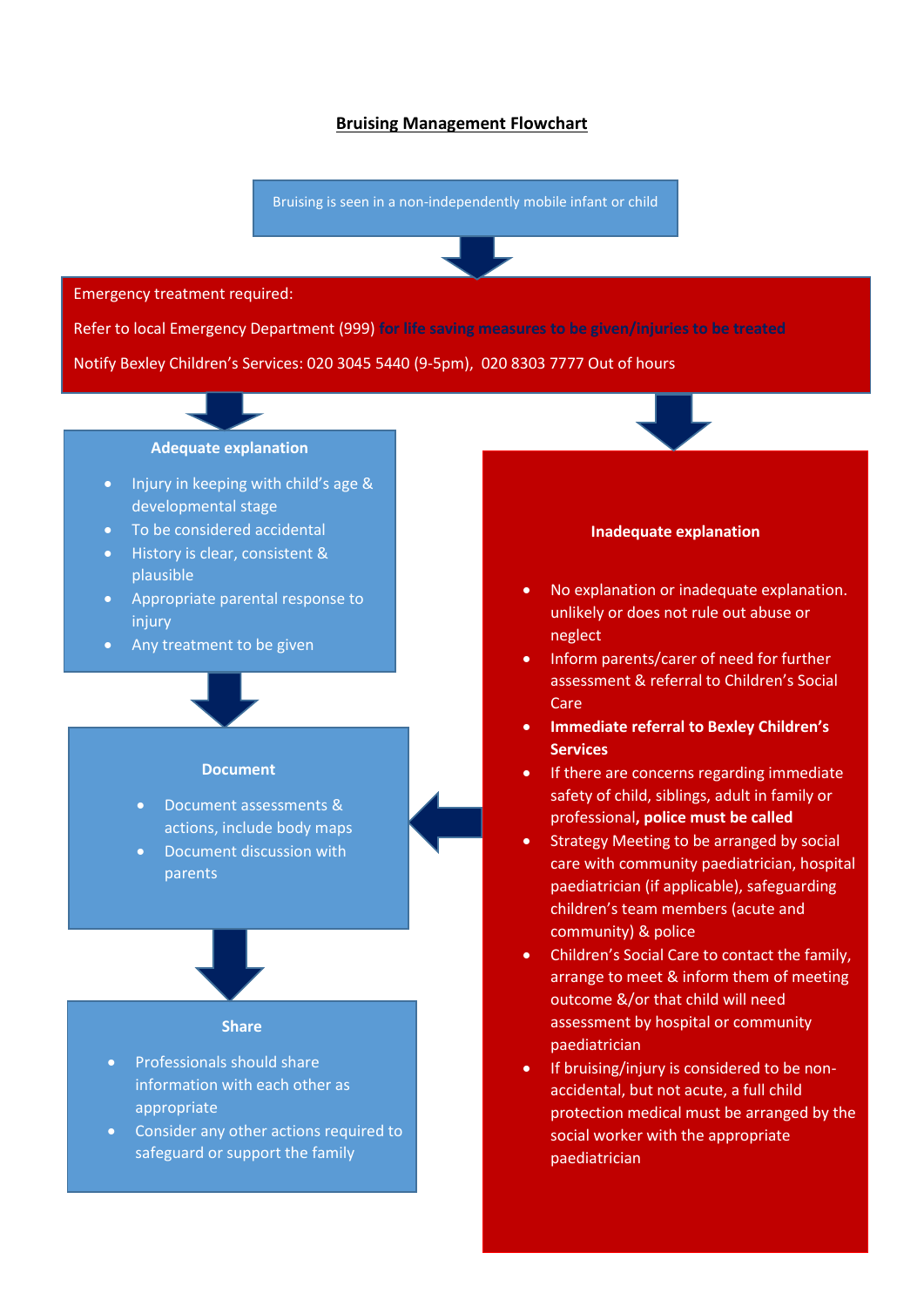## Bruising Management Flowchart

Bruising is seen in a non-independently mobile infant or child

Emergency treatment required:

Refer to local Emergency Department (999) **for life saving measures to be given/injuries to be treated**

Notify Bexley Children's Services: 020 3045 5440 (9-5pm), 020 8303 7777 Out of hours

### Adequate explanation

- Injury in keeping with child's age & developmental stage
- To be considered accidental
- History is clear, consistent & plausible
- Appropriate parental response to injury
- Any treatment to be given

### Document

- Document assessments & actions, include body maps
- Document discussion with parents

### Share

- Professionals should share information with each other as appropriate
- Consider any other actions required to safeguard or support the family

### Inadequate explanation

- No explanation or inadequate explanation. unlikely or does not rule out abuse or neglect
- Inform parents/carer of need for further assessment & referral to Children's Social Care
- **Immediate referral to Bexley Children's Services**
- If there are concerns regarding immediate safety of child, siblings, adult in family or professional**, police must be called**
- Strategy Meeting to be arranged by social care with community paediatrician, hospital paediatrician (if applicable), safeguarding children's team members (acute and community) & police
- Children's Social Care to contact the family, arrange to meet & inform them of meeting outcome &/or that child will need assessment by hospital or community paediatrician
- If bruising/injury is considered to be non-accidental, but not acute, a full child protection medical must be arranged by the social worker with the appropriate paediatrician